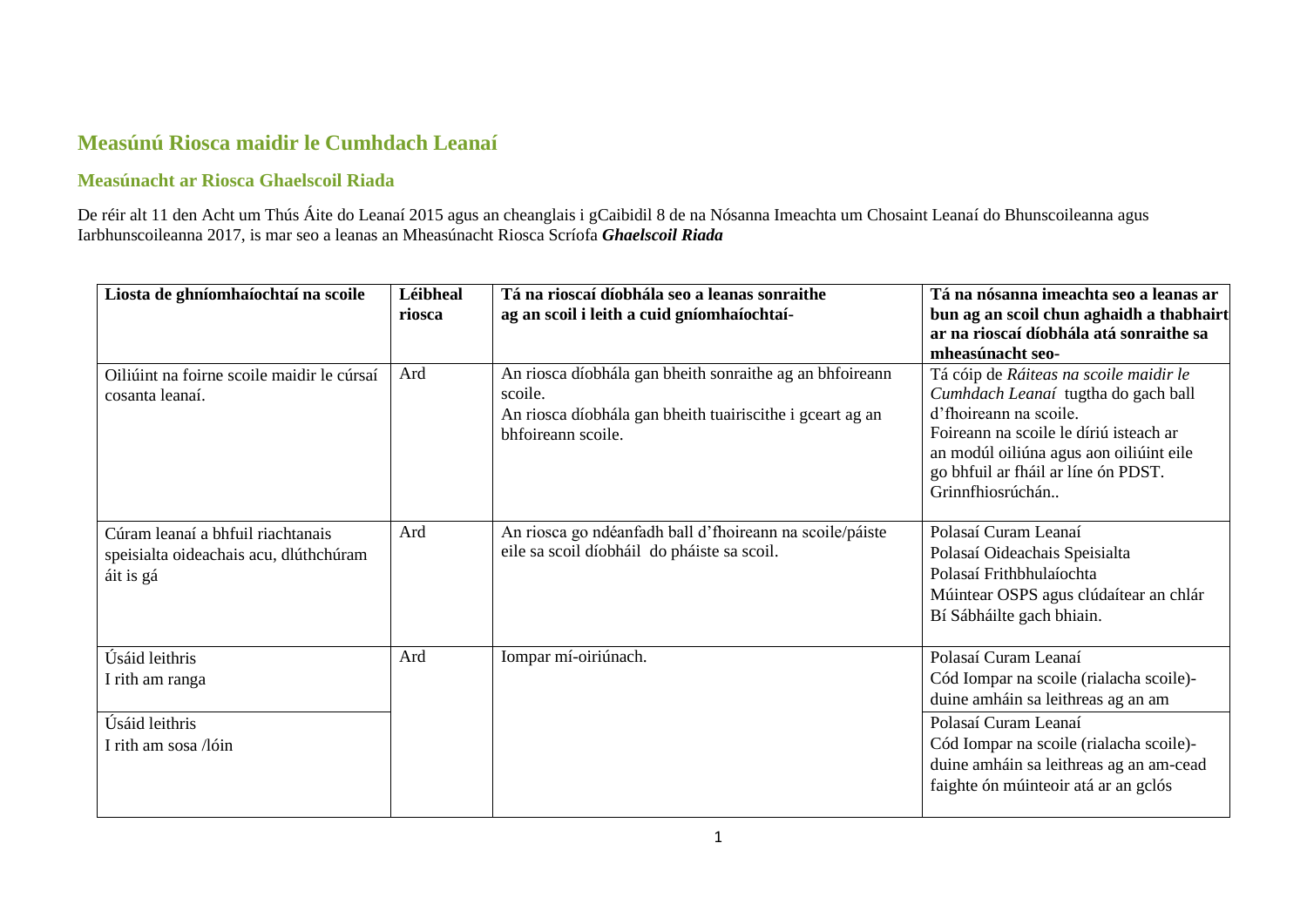# Measúnú Riosca maidir le Cumhdach Leanaí

## Measúnacht ar Riosca Ghaelscoil Riada

De réir alt 11 den Acht um Thús Áite do Leanaí 2015 agus an cheanglais i gCaibidil 8 de na Nósanna Imeachta um Chosaint Leanaí do Bhunscoileanna agus Iarbhunscoileanna 2017, is mar seo a leanas an Mheasúnacht Riosca Scríofa ***Ghaelscoil Riada***

| Liosta de ghníomhaíochtaí na scoile | Léibheal riosca | Tá na rioscaí díobhála seo a leanas sonraithe ag an scoil i leith a cuid gníomhaíochtaí- | Tá na nósanna imeachta seo a leanas ar bun ag an scoil chun aghaidh a thabhairt ar na rioscaí díobhála atá sonraithe sa mheasúnacht seo- |
|---|---|---|---|
| Oiliúint na foirne scoile maidir le cúrsaí cosanta leanaí. | Ard | An riosca díobhála gan bheith sonraithe ag an bhfoireann scoile.<br>An riosca díobhála gan bheith tuairiscithe i gceart ag an bhfoireann scoile. | Tá cóip de *Ráiteas na scoile maidir le Cumhdach Leanaí* tugtha do gach ball d'fhoireann na scoile.<br>Foireann na scoile le díriú isteach ar an modúl oiliúna agus aon oiliúint eile go bhfuil ar fháil ar líne ón PDST.<br>Grinnfhiosrúchán.. |
| Cúram leanaí a bhfuil riachtanais speisialta oideachais acu, dlúthchúram áit is gá | Ard | An riosca go ndéanfadh ball d'fhoireann na scoile/páiste eile sa scoil díobháil do pháiste sa scoil. | Polasaí Curam Leanaí<br>Polasaí Oideachais Speisialta<br>Polasaí Frithbhulaíochta<br>Múintear OSPS agus clúdaítear an chlár Bí Sábháilte gach bhiain. |
| Úsáid leithris<br>I rith am ranga | Ard | Iompar mí-oiriúnach. | Polasaí Curam Leanaí<br>Cód Iompar na scoile (rialacha scoile)-duine amháin sa leithreas ag an am |
| Úsáid leithris<br>I rith am sosa /lóin | | | Polasaí Curam Leanaí<br>Cód Iompar na scoile (rialacha scoile)-duine amháin sa leithreas ag an am-cead faighte ón múinteoir atá ar an gclós |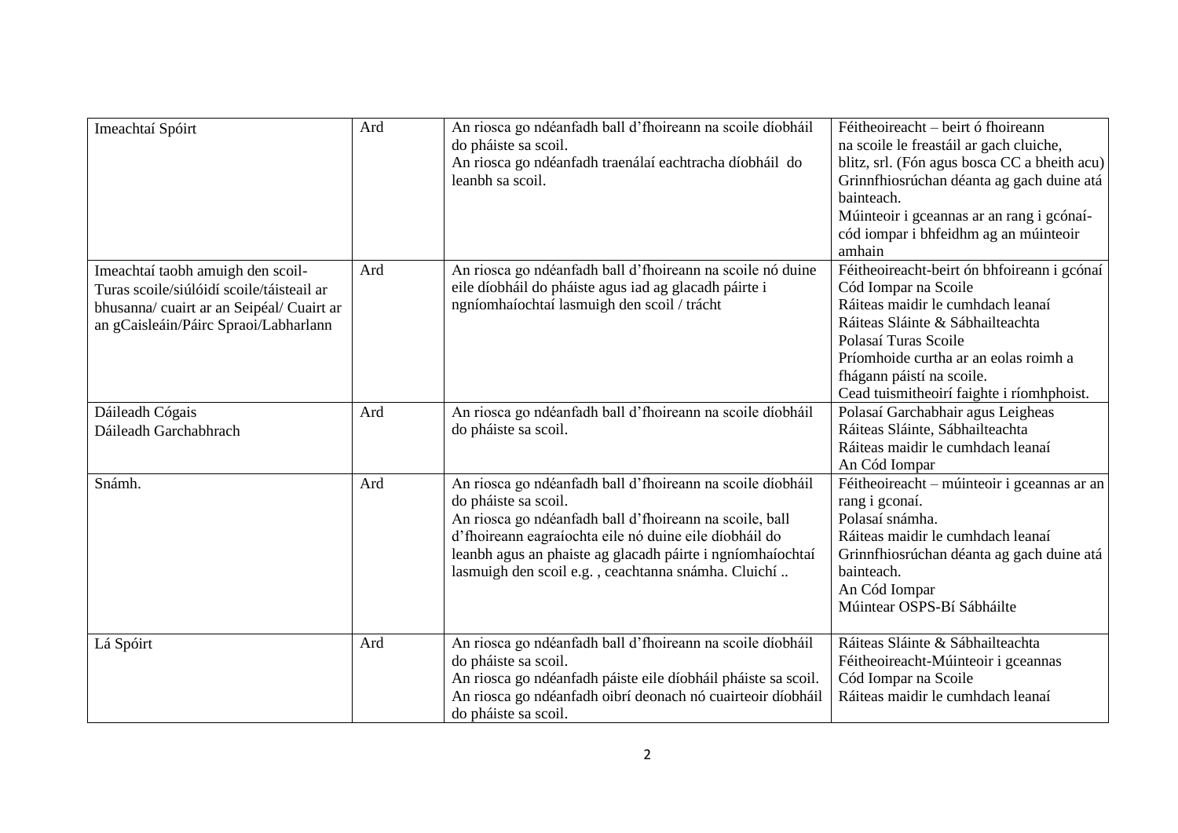| | | | |
|---|---|---|---|
| Imeachtaí Spóirt | Ard | An riosca go ndéanfadh ball d'fhoireann na scoile díobháil do pháiste sa scoil.<br>An riosca go ndéanfadh traenálaí eachtracha díobháil do leanbh sa scoil. | Féitheoireacht – beirt ó fhoireann na scoile le freastáil ar gach cluiche, blitz, srl. (Fón agus bosca CC a bheith acu)<br>Grinnfhiosrúchan déanta ag gach duine atá bainteach.<br>Múinteoir i gceannas ar an rang i gcónaí- cód iompar i bhfeidhm ag an múinteoir amhain |
| Imeachtaí taobh amuigh den scoil-Turas scoile/siúlóidí scoile/táisteail ar bhusanna/ cuairt ar an Seipéal/ Cuairt ar an gCaisleáin/Páirc Spraoi/Labharlann | Ard | An riosca go ndéanfadh ball d'fhoireann na scoile nó duine eile díobháil do pháiste agus iad ag glacadh páirte i ngníomhaíochtaí lasmuigh den scoil / trácht | Féitheoireacht-beirt ón bhfoireann i gcónaí<br>Cód Iompar na Scoile<br>Ráiteas maidir le cumhdach leanaí<br>Ráiteas Sláinte & Sábhailteachta<br>Polasaí Turas Scoile<br>Príomhoide curtha ar an eolas roimh a fhágann páistí na scoile.<br>Cead tuismitheoirí faighte i ríomhphoist. |
| Dáileadh Cógais<br>Dáileadh Garchabhrach | Ard | An riosca go ndéanfadh ball d'fhoireann na scoile díobháil do pháiste sa scoil. | Polasaí Garchabhair agus Leigheas<br>Ráiteas Sláinte, Sábhailteachta<br>Ráiteas maidir le cumhdach leanaí<br>An Cód Iompar |
| Snámh. | Ard | An riosca go ndéanfadh ball d'fhoireann na scoile díobháil do pháiste sa scoil.<br>An riosca go ndéanfadh ball d'fhoireann na scoile, ball d'fhoireann eagraíochta eile nó duine eile díobháil do leanbh agus an phaiste ag glacadh páirte i ngníomhaíochtaí lasmuigh den scoil e.g. , ceachtanna snámha. Cluichí .. | Féitheoireacht – múinteoir i gceannas ar an rang i gconaí.<br>Polasaí snámha.<br>Ráiteas maidir le cumhdach leanaí<br>Grinnfhiosrúchan déanta ag gach duine atá bainteach.<br>An Cód Iompar<br>Múintear OSPS-Bí Sábháilte |
| Lá Spóirt | Ard | An riosca go ndéanfadh ball d'fhoireann na scoile díobháil do pháiste sa scoil.<br>An riosca go ndéanfadh páiste eile díobháil pháiste sa scoil.<br>An riosca go ndéanfadh oibrí deonach nó cuairteoir díobháil do pháiste sa scoil. | Ráiteas Sláinte & Sábhailteachta<br>Féitheoireacht-Múinteoir i gceannas<br>Cód Iompar na Scoile<br>Ráiteas maidir le cumhdach leanaí |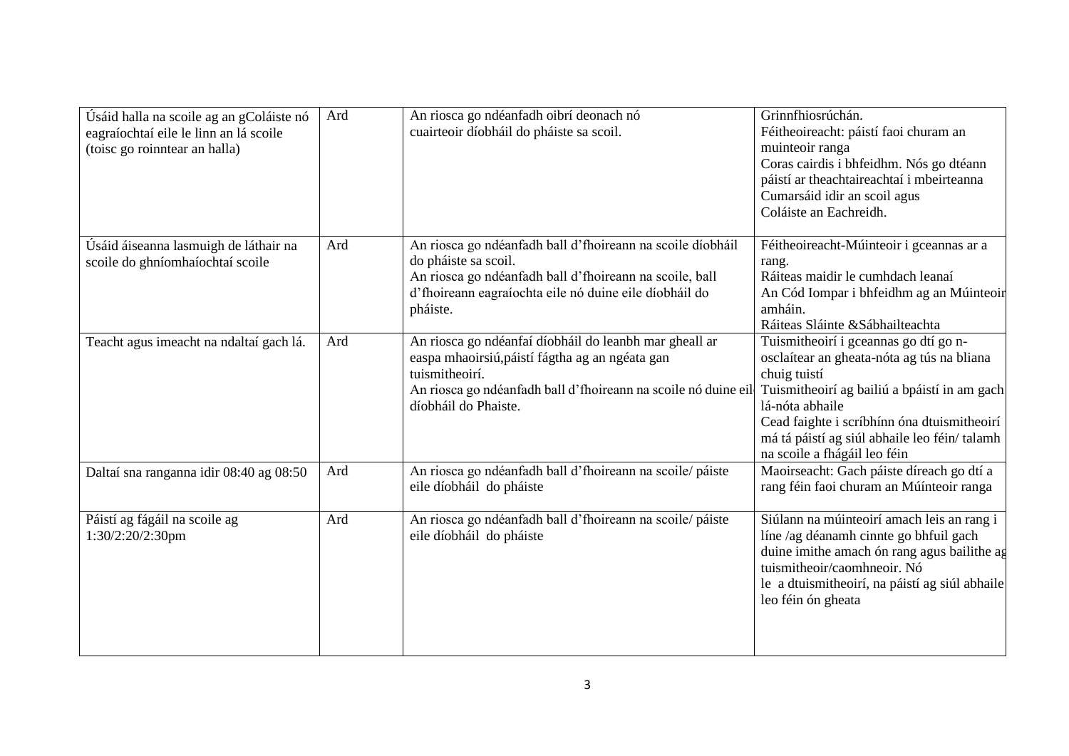| | | | |
|---|---|---|---|
| Úsáid halla na scoile ag an gColáiste nó eagraíochtaí eile le linn an lá scoile (toisc go roinntear an halla) | Ard | An riosca go ndéanfadh oibrí deonach nó cuairteoir díobháil do pháiste sa scoil. | Grinnfhiosrúchán.<br>Féitheoireacht: páistí faoi churam an muinteoir ranga<br>Coras cairdis i bhfeidhm. Nós go dtéann páistí ar theachtaireachtaí i mbeirteanna<br>Cumarsáid idir an scoil agus Coláiste an Eachreidh. |
| Úsáid áiseanna lasmuigh de láthair na scoile do ghníomhaíochtaí scoile | Ard | An riosca go ndéanfadh ball d'fhoireann na scoile díobháil do pháiste sa scoil.<br>An riosca go ndéanfadh ball d'fhoireann na scoile, ball d'fhoireann eagraíochta eile nó duine eile díobháil do pháiste. | Féitheoireacht-Múinteoir i gceannas ar a rang.<br>Ráiteas maidir le cumhdach leanaí<br>An Cód Iompar i bhfeidhm ag an Múinteoir amháin.<br>Ráiteas Sláinte &Sábhailteachta |
| Teacht agus imeacht na ndaltaí gach lá. | Ard | An riosca go ndéanfaí díobháil do leanbh mar gheall ar easpa mhaoirsiú,páistí fágtha ag an ngéata gan tuismitheoirí.<br>An riosca go ndéanfadh ball d'fhoireann na scoile nó duine eil díobháil do Phaiste. | Tuismitheoirí i gceannas go dtí go n-osclaítear an gheata-nóta ag tús na bliana chuig tuistí<br>Tuismitheoirí ag bailiú a bpáistí in am gach lá-nóta abhaile<br>Cead faighte i scríbhínn óna dtuismitheoirí má tá páistí ag siúl abhaile leo féin/ talamh na scoile a fhágáil leo féin |
| Daltaí sna ranganna idir 08:40 ag 08:50 | Ard | An riosca go ndéanfadh ball d'fhoireann na scoile/ páiste eile díobháil do pháiste | Maoirseacht: Gach páiste díreach go dtí a rang féin faoi churam an Múínteoir ranga |
| Páistí ag fágáil na scoile ag 1:30/2:20/2:30pm | Ard | An riosca go ndéanfadh ball d'fhoireann na scoile/ páiste eile díobháil do pháiste | Siúlann na múinteoirí amach leis an rang i líne /ag déanamh cinnte go bhfuil gach duine imithe amach ón rang agus bailithe ag tuismitheoir/caomhneoir. Nó le a dtuismitheoirí, na páistí ag siúl abhaile leo féin ón gheata |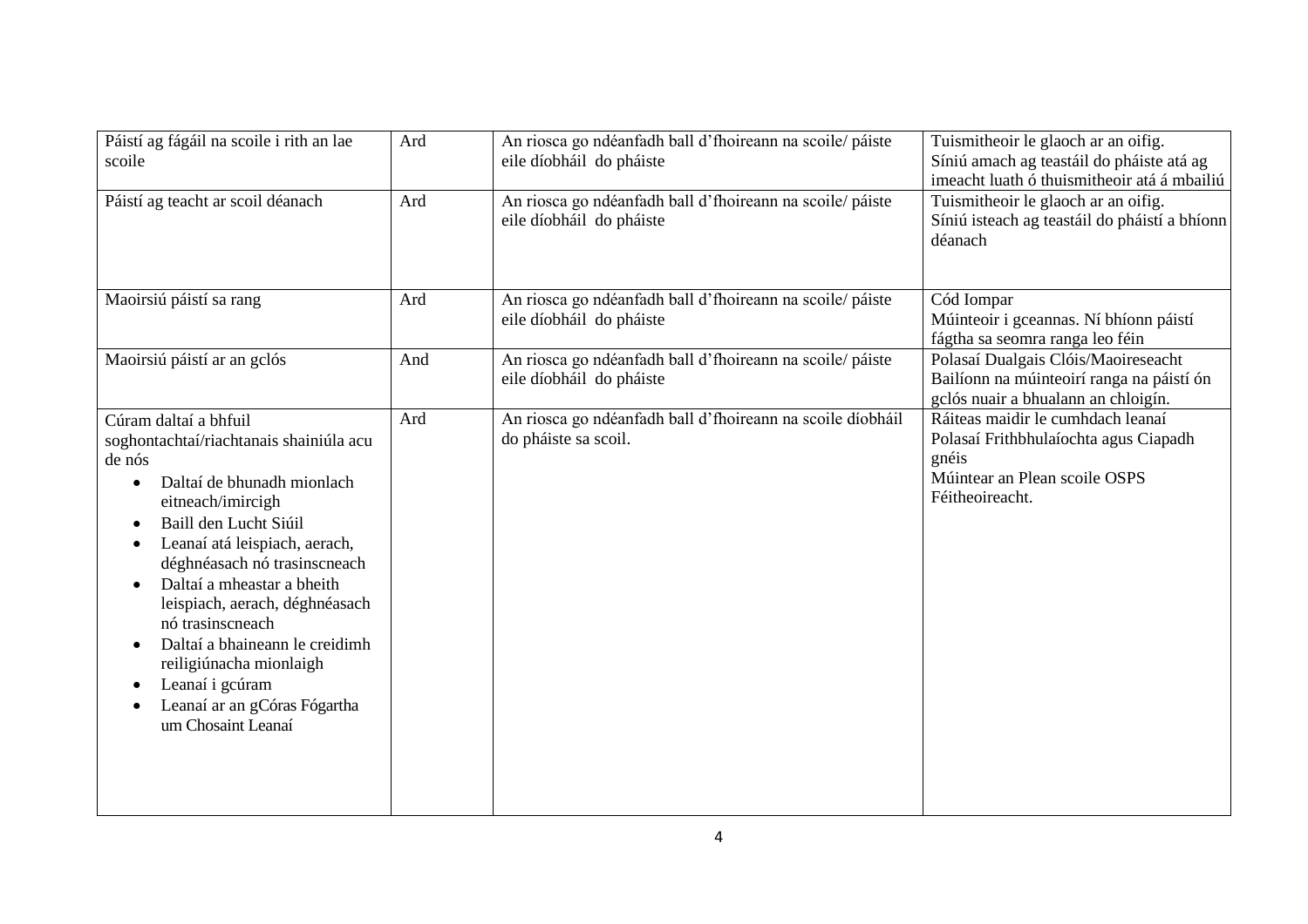| | | | |
|---|---|---|---|
| Páistí ag fágáil na scoile i rith an lae scoile | Ard | An riosca go ndéanfadh ball d'fhoireann na scoile/ páiste eile díobháil do pháiste | Tuismitheoir le glaoch ar an oifig.<br>Síniú amach ag teastáil do pháiste atá ag imeacht luath ó thuismitheoir atá á mbailiú |
| Páistí ag teacht ar scoil déanach | Ard | An riosca go ndéanfadh ball d'fhoireann na scoile/ páiste eile díobháil do pháiste | Tuismitheoir le glaoch ar an oifig.<br>Síniú isteach ag teastáil do pháistí a bhíonn déanach |
| Maoirsiú páistí sa rang | Ard | An riosca go ndéanfadh ball d'fhoireann na scoile/ páiste eile díobháil do pháiste | Cód Iompar<br>Múinteoir i gceannas. Ní bhíonn páistí fágtha sa seomra ranga leo féin |
| Maoirsiú páistí ar an gclós | And | An riosca go ndéanfadh ball d'fhoireann na scoile/ páiste eile díobháil do pháiste | Polasaí Dualgais Clóis/Maoireseacht<br>Bailíonn na múinteoirí ranga na páistí ón gclós nuair a bhualann an chloigín. |
| Cúram daltaí a bhfuil soghontachtaí/riachtanais shainiúla acu de nós<br>• Daltaí de bhunadh mionlach eitneach/imircigh<br>• Baill den Lucht Siúil<br>• Leanaí atá leispiach, aerach, déghnéasach nó trasinscneach<br>• Daltaí a mheastar a bheith leispiach, aerach, déghnéasach nó trasinscneach<br>• Daltaí a bhaineann le creidimh reiligiúnacha mionlaigh<br>• Leanaí i gcúram<br>• Leanaí ar an gCóras Fógartha um Chosaint Leanaí | Ard | An riosca go ndéanfadh ball d'fhoireann na scoile díobháil do pháiste sa scoil. | Ráiteas maidir le cumhdach leanaí<br>Polasaí Frithbhulaíochta agus Ciapadh gnéis<br>Múintear an Plean scoile OSPS<br>Féitheoireacht. |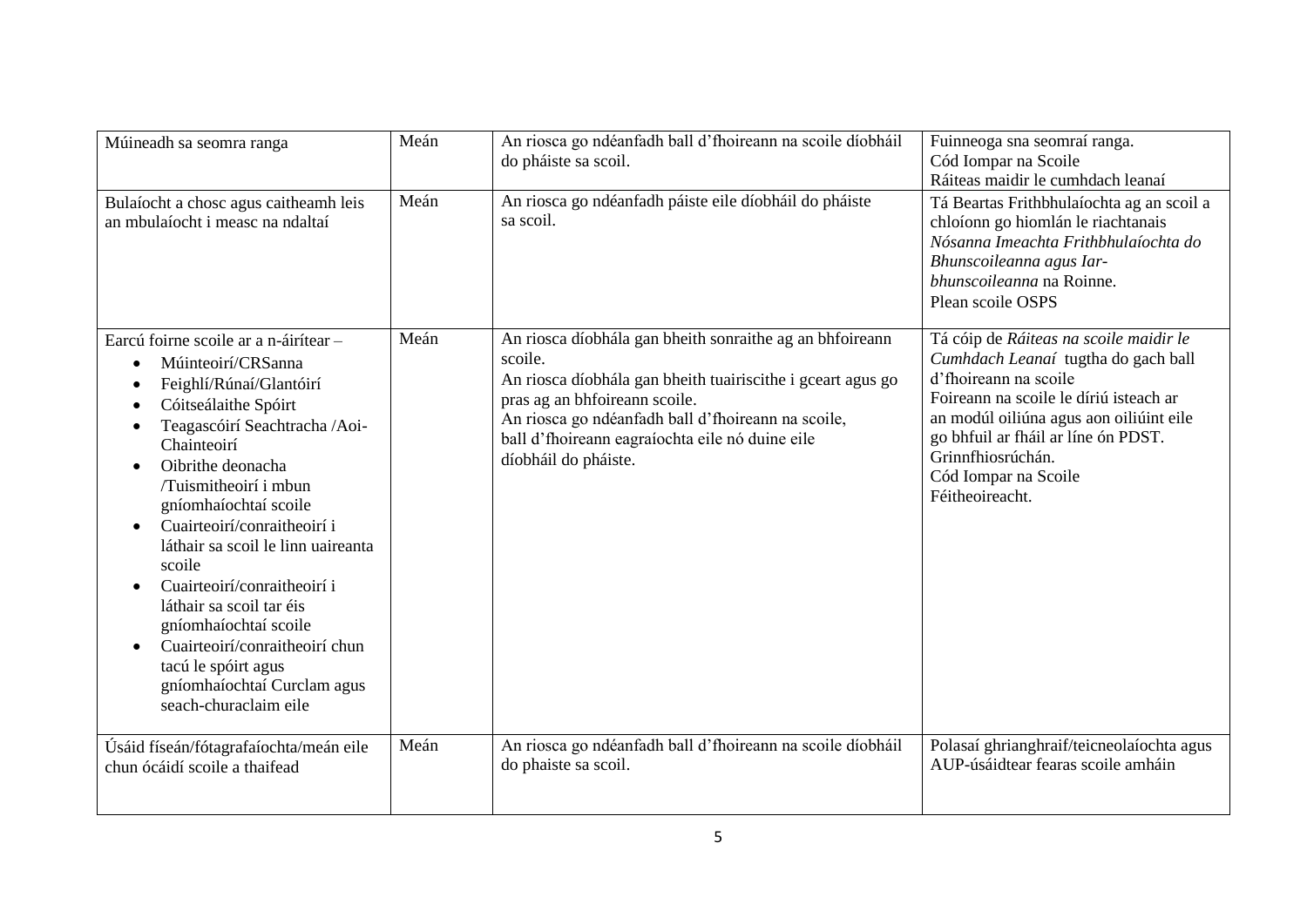| Múineadh sa seomra ranga | Meán | An riosca go ndéanfadh ball d'fhoireann na scoile díobháil do pháiste sa scoil. | Fuinneoga sna seomraí ranga.<br>Cód Iompar na Scoile<br>Ráiteas maidir le cumhdach leanaí |
|---|---|---|---|
| Bulaíocht a chosc agus caitheamh leis an mbulaíocht i measc na ndaltaí | Meán | An riosca go ndéanfadh páiste eile díobháil do pháiste sa scoil. | Tá Beartas Frithbhulaíochta ag an scoil a chloíonn go hiomlán le riachtanais *Nósanna Imeachta Frithbhulaíochta do Bhunscoileanna agus Iar-bhunscoileanna* na Roinne.<br>Plean scoile OSPS |
| Earcú foirne scoile ar a n-áirítear –<br>• Múinteoirí/CRSanna<br>• Feighlí/Rúnaí/Glantóirí<br>• Cóitseálaithe Spóirt<br>• Teagascóirí Seachtracha /Aoi-Chainteoirí<br>• Oibrithe deonacha /Tuismitheoirí i mbun gníomhaíochtaí scoile<br>• Cuairteoirí/conraitheoirí i láthair sa scoil le linn uaireanta scoile<br>• Cuairteoirí/conraitheoirí i láthair sa scoil tar éis gníomhaíochtaí scoile<br>• Cuairteoirí/conraitheoirí chun tacú le spóirt agus gníomhaíochtaí Curclam agus seach-churaclaim eile | Meán | An riosca díobhála gan bheith sonraithe ag an bhfoireann scoile.<br>An riosca díobhála gan bheith tuairiscithe i gceart agus go pras ag an bhfoireann scoile.<br>An riosca go ndéanfadh ball d'fhoireann na scoile, ball d'fhoireann eagraíochta eile nó duine eile díobháil do pháiste. | Tá cóip de *Ráiteas na scoile maidir le Cumhdach Leanaí* tugtha do gach ball d'fhoireann na scoile<br>Foireann na scoile le díriú isteach ar an modúl oiliúna agus aon oiliúint eile go bhfuil ar fháil ar líne ón PDST.<br>Grinnfhiosrúchán.<br>Cód Iompar na Scoile<br>Féitheoireacht. |
| Úsáid físeán/fótagrafaíochta/meán eile chun ócáidí scoile a thaifead | Meán | An riosca go ndéanfadh ball d'fhoireann na scoile díobháil do phaiste sa scoil. | Polasaí ghrianghraif/teicneolaíochta agus AUP-úsáidtear fearas scoile amháin |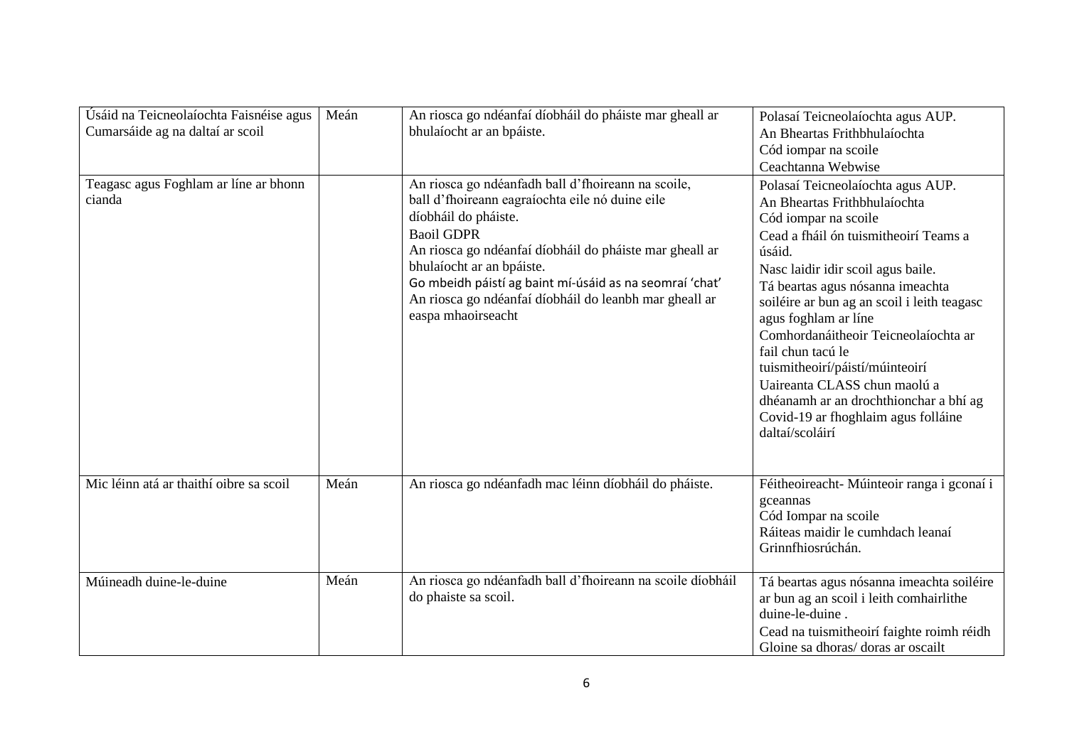| | | | |
|---|---|---|---|
| Úsáid na Teicneolaíochta Faisnéise agus Cumarsáide ag na daltaí ar scoil | Meán | An riosca go ndéanfaí díobháil do pháiste mar gheall ar bhulaíocht ar an bpáiste. | Polasaí Teicneolaíochta agus AUP.<br>An Bheartas Frithbhulaíochta<br>Cód iompar na scoile<br>Ceachtanna Webwise |
| Teagasc agus Foghlam ar líne ar bhonn cianda | | An riosca go ndéanfadh ball d'fhoireann na scoile, ball d'fhoireann eagraíochta eile nó duine eile díobháil do pháiste.<br>Baoil GDPR<br>An riosca go ndéanfaí díobháil do pháiste mar gheall ar bhulaíocht ar an bpáiste.<br>Go mbeidh páistí ag baint mí-úsáid as na seomraí 'chat'<br>An riosca go ndéanfaí díobháil do leanbh mar gheall ar easpa mhaoirseacht | Polasaí Teicneolaíochta agus AUP.<br>An Bheartas Frithbhulaíochta<br>Cód iompar na scoile<br>Cead a fháil ón tuismitheoirí Teams a úsáid.<br>Nasc laidir idir scoil agus baile.<br>Tá beartas agus nósanna imeachta soiléire ar bun ag an scoil i leith teagasc agus foghlam ar líne<br>Comhordanáitheoir Teicneolaíochta ar fail chun tacú le tuismitheoirí/páistí/múinteoirí<br>Uaireanta CLASS chun maolú a dhéanamh ar an drochthionchar a bhí ag Covid-19 ar fhoghlaim agus folláine daltaí/scoláirí |
| Mic léinn atá ar thaithí oibre sa scoil | Meán | An riosca go ndéanfadh mac léinn díobháil do pháiste. | Féitheoireacht- Múinteoir ranga i gconaí i gceannas<br>Cód Iompar na scoile<br>Ráiteas maidir le cumhdach leanaí<br>Grinnfhiosrúchán. |
| Múineadh duine-le-duine | Meán | An riosca go ndéanfadh ball d'fhoireann na scoile díobháil do phaiste sa scoil. | Tá beartas agus nósanna imeachta soiléire ar bun ag an scoil i leith comhairlithe duine-le-duine .<br>Cead na tuismitheoirí faighte roimh réidh<br>Gloine sa dhoras/ doras ar oscailt |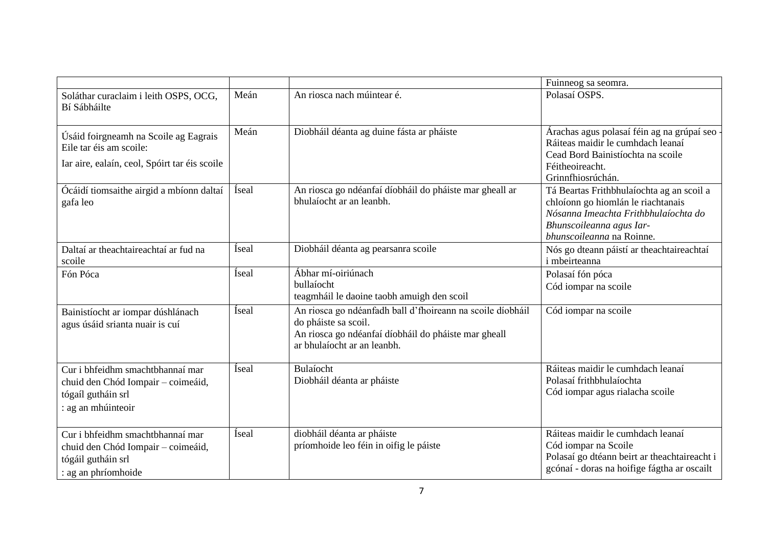|  |  |  | Fuinneog sa seomra. |
|---|---|---|---|
| Soláthar curaclaim i leith OSPS, OCG, Bí Sábháilte | Meán | An riosca nach múintear é. | Polasaí OSPS. |
| Úsáid foirgneamh na Scoile ag Eagrais Eile tar éis am scoile: Iar aire, ealaín, ceol, Spóirt tar éis scoile | Meán | Diobháil déanta ag duine fásta ar pháiste | Árachas agus polasaí féin ag na grúpaí seo - Ráiteas maidir le cumhdach leanaí Cead Bord Bainistíochta na scoile Féitheoireacht. Grinnfhiosrúchán. |
| Ócáidí tiomsaithe airgid a mbíonn daltaí gafa leo | Íseal | An riosca go ndéanfaí díobháil do pháiste mar gheall ar bhulaíocht ar an leanbh. | Tá Beartas Frithbhulaíochta ag an scoil a chloíonn go hiomlán le riachtanais *Nósanna Imeachta Frithbhulaíochta do Bhunscoileanna agus Iar-bhunscoileanna* na Roinne. |
| Daltaí ar theachtaireachtaí ar fud na scoile | Íseal | Diobháil déanta ag pearsanra scoile | Nós go dteann páistí ar theachtaireachtaí i mbeirteanna |
| Fón Póca | Íseal | Ábhar mí-oiriúnach bullaíocht teagmháil le daoine taobh amuigh den scoil | Polasaí fón póca Cód iompar na scoile |
| Bainistíocht ar iompar dúshlánach agus úsáid srianta nuair is cuí | Íseal | An riosca go ndéanfadh ball d'fhoireann na scoile díobháil do pháiste sa scoil. An riosca go ndéanfaí díobháil do pháiste mar gheall ar bhulaíocht ar an leanbh. | Cód iompar na scoile |
| Cur i bhfeidhm smachtbhannaí mar chuid den Chód Iompair – coimeáid, tógaíl gutháin srl : ag an mhúinteoir | Íseal | Bulaíocht Diobháil déanta ar pháiste | Ráiteas maidir le cumhdach leanaí Polasaí frithbhulaíochta Cód iompar agus rialacha scoile |
| Cur i bhfeidhm smachtbhannaí mar chuid den Chód Iompair – coimeáid, tógáil gutháin srl : ag an phríomhoide | Íseal | diobháil déanta ar pháiste príomhoide leo féin in oifig le páiste | Ráiteas maidir le cumhdach leanaí Cód iompar na Scoile Polasaí go dtéann beirt ar theachtaireacht i gcónaí - doras na hoifige fágtha ar oscailt |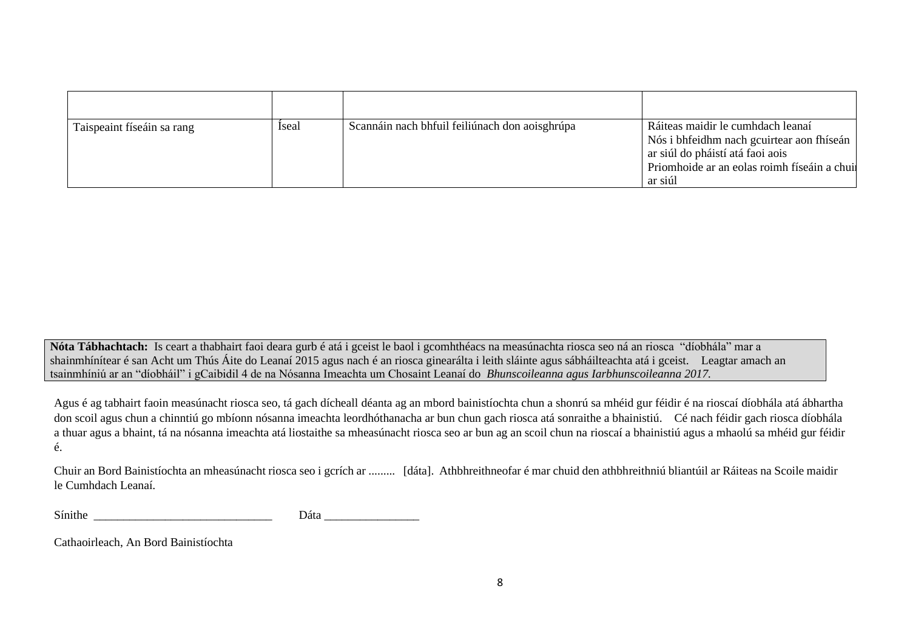| | | | |
|---|---|---|---|
| Taispeaint físeáin sa rang | Íseal | Scannáin nach bhfuil feiliúnach don aoisghrúpa | Ráiteas maidir le cumhdach leanaí<br>Nós i bhfeidhm nach gcuirtear aon fhíseán ar siúl do pháistí atá faoi aois<br>Príomhoide ar an eolas roimh físeáin a chuir ar siúl |

**Nóta Tábhachtach:** Is ceart a thabhairt faoi deara gurb é atá i gceist le baol i gcomhthéacs na measúnachta riosca seo ná an riosca "díobhála" mar a shainmhínítear é san Acht um Thús Áite do Leanaí 2015 agus nach é an riosca ginearálta i leith sláinte agus sábháilteachta atá i gceist. Leagtar amach an tsainmhíniú ar an "díobháil" i gCaibidil 4 de na Nósanna Imeachta um Chosaint Leanaí do *Bhunscoileanna agus Iarbhunscoileanna 2017.*

Agus é ag tabhairt faoin measúnacht riosca seo, tá gach dícheall déanta ag an mbord bainistíochta chun a shonrú sa mhéid gur féidir é na rioscaí díobhála atá ábhartha don scoil agus chun a chinntiú go mbíonn nósanna imeachta leordhóthanacha ar bun chun gach riosca atá sonraithe a bhainistiú. Cé nach féidir gach riosca díobhála a thuar agus a bhaint, tá na nósanna imeachta atá liostaithe sa mheasúnacht riosca seo ar bun ag an scoil chun na rioscaí a bhainistiú agus a mhaolú sa mhéid gur féidir é.

Chuir an Bord Bainistíochta an mheasúnacht riosca seo i gcrích ar ......... [dáta]. Athbhreithneofar é mar chuid den athbhreithniú bliantúil ar Ráiteas na Scoile maidir le Cumhdach Leanaí.

Sínithe ______________________________ Dáta ________________

Cathaoirleach, An Bord Bainistíochta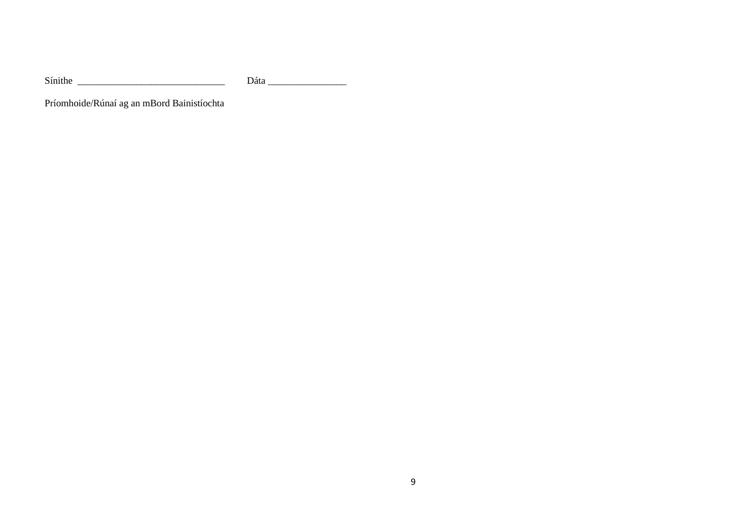Sínithe ______________________________ Dáta ________________

Príomhoide/Rúnaí ag an mBord Bainistíochta